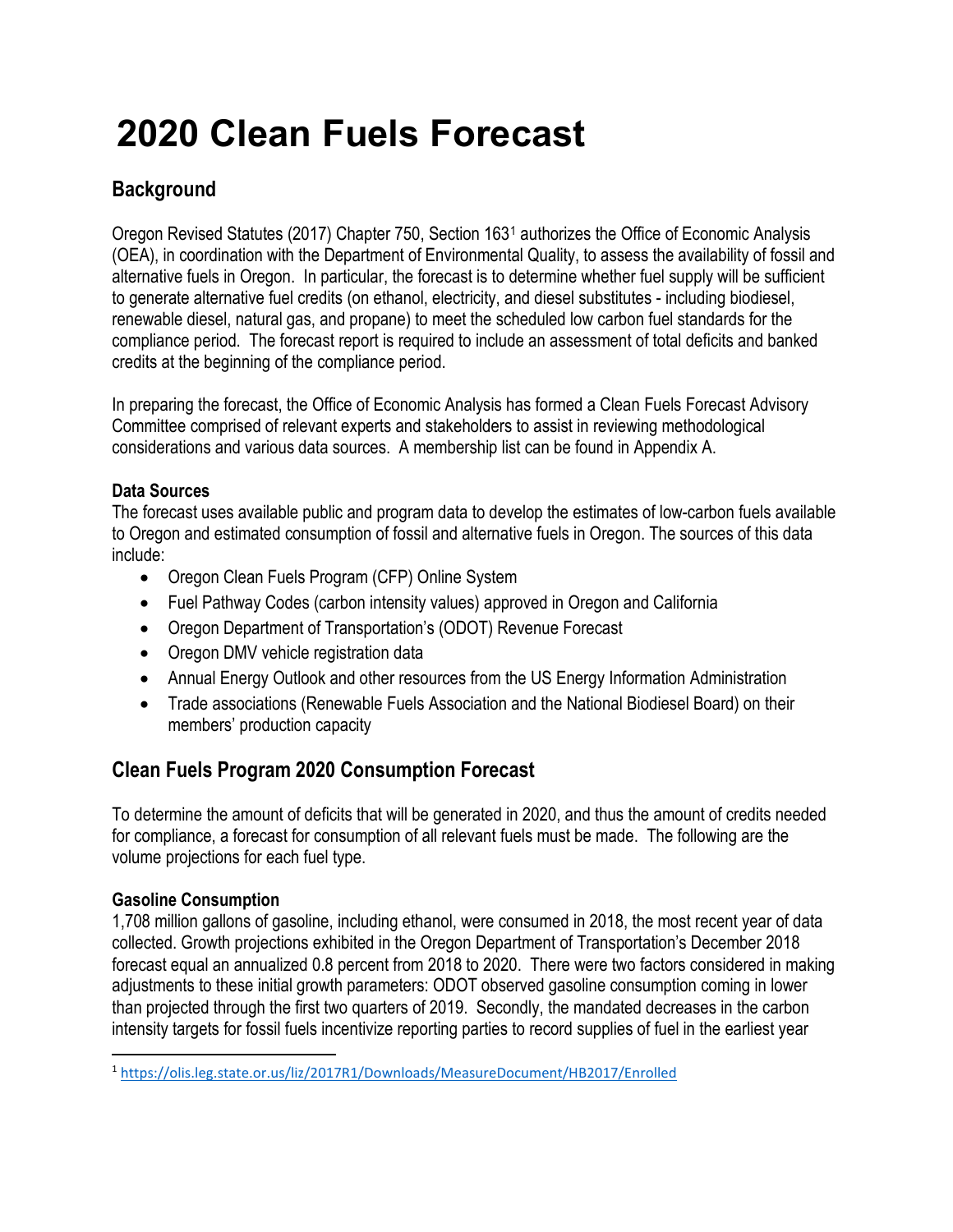# 2020 Clean Fuels Forecast

## Background

Oregon Revised Statutes (2017) Chapter 750, Section 163[1] authorizes the Office of Economic Analysis (OEA), in coordination with the Department of Environmental Quality, to assess the availability of fossil and alternative fuels in Oregon. In particular, the forecast is to determine whether fuel supply will be sufficient to generate alternative fuel credits (on ethanol, electricity, and diesel substitutes - including biodiesel, renewable diesel, natural gas, and propane) to meet the scheduled low carbon fuel standards for the compliance period. The forecast report is required to include an assessment of total deficits and banked credits at the beginning of the compliance period.

In preparing the forecast, the Office of Economic Analysis has formed a Clean Fuels Forecast Advisory Committee comprised of relevant experts and stakeholders to assist in reviewing methodological considerations and various data sources. A membership list can be found in Appendix A.

### Data Sources

The forecast uses available public and program data to develop the estimates of low-carbon fuels available to Oregon and estimated consumption of fossil and alternative fuels in Oregon. The sources of this data include:

- Oregon Clean Fuels Program (CFP) Online System
- Fuel Pathway Codes (carbon intensity values) approved in Oregon and California
- Oregon Department of Transportation's (ODOT) Revenue Forecast
- Oregon DMV vehicle registration data
- Annual Energy Outlook and other resources from the US Energy Information Administration
- Trade associations (Renewable Fuels Association and the National Biodiesel Board) on their members' production capacity

## Clean Fuels Program 2020 Consumption Forecast

To determine the amount of deficits that will be generated in 2020, and thus the amount of credits needed for compliance, a forecast for consumption of all relevant fuels must be made. The following are the volume projections for each fuel type.

### Gasoline Consumption

1,708 million gallons of gasoline, including ethanol, were consumed in 2018, the most recent year of data collected. Growth projections exhibited in the Oregon Department of Transportation's December 2018 forecast equal an annualized 0.8 percent from 2018 to 2020. There were two factors considered in making adjustments to these initial growth parameters: ODOT observed gasoline consumption coming in lower than projected through the first two quarters of 2019. Secondly, the mandated decreases in the carbon intensity targets for fossil fuels incentivize reporting parties to record supplies of fuel in the earliest year

[1] https://olis.leg.state.or.us/liz/2017R1/Downloads/MeasureDocument/HB2017/Enrolled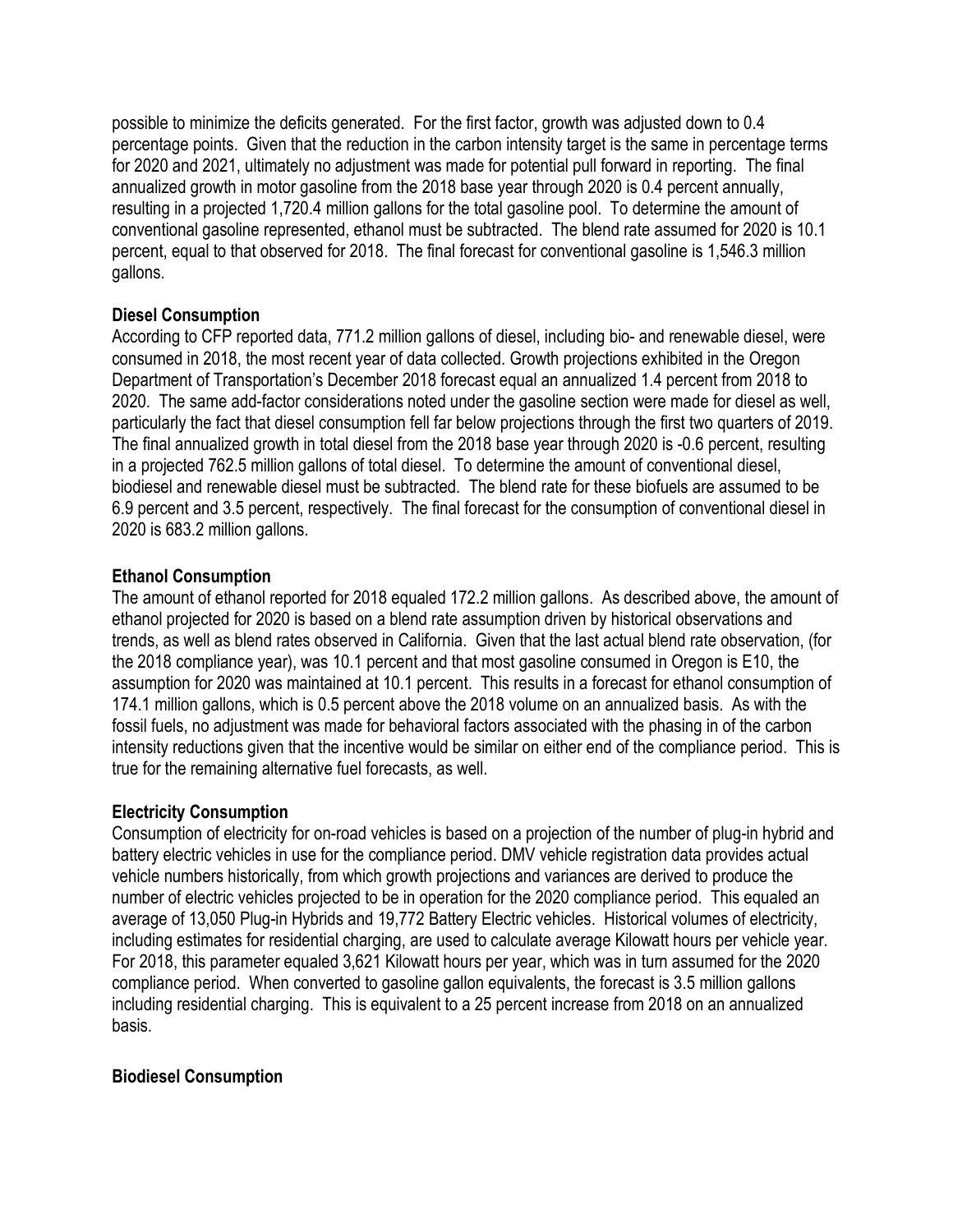possible to minimize the deficits generated. For the first factor, growth was adjusted down to 0.4 percentage points. Given that the reduction in the carbon intensity target is the same in percentage terms for 2020 and 2021, ultimately no adjustment was made for potential pull forward in reporting. The final annualized growth in motor gasoline from the 2018 base year through 2020 is 0.4 percent annually, resulting in a projected 1,720.4 million gallons for the total gasoline pool. To determine the amount of conventional gasoline represented, ethanol must be subtracted. The blend rate assumed for 2020 is 10.1 percent, equal to that observed for 2018. The final forecast for conventional gasoline is 1,546.3 million gallons.

**Diesel Consumption**

According to CFP reported data, 771.2 million gallons of diesel, including bio- and renewable diesel, were consumed in 2018, the most recent year of data collected. Growth projections exhibited in the Oregon Department of Transportation's December 2018 forecast equal an annualized 1.4 percent from 2018 to 2020. The same add-factor considerations noted under the gasoline section were made for diesel as well, particularly the fact that diesel consumption fell far below projections through the first two quarters of 2019. The final annualized growth in total diesel from the 2018 base year through 2020 is -0.6 percent, resulting in a projected 762.5 million gallons of total diesel. To determine the amount of conventional diesel, biodiesel and renewable diesel must be subtracted. The blend rate for these biofuels are assumed to be 6.9 percent and 3.5 percent, respectively. The final forecast for the consumption of conventional diesel in 2020 is 683.2 million gallons.

**Ethanol Consumption**

The amount of ethanol reported for 2018 equaled 172.2 million gallons. As described above, the amount of ethanol projected for 2020 is based on a blend rate assumption driven by historical observations and trends, as well as blend rates observed in California. Given that the last actual blend rate observation, (for the 2018 compliance year), was 10.1 percent and that most gasoline consumed in Oregon is E10, the assumption for 2020 was maintained at 10.1 percent. This results in a forecast for ethanol consumption of 174.1 million gallons, which is 0.5 percent above the 2018 volume on an annualized basis. As with the fossil fuels, no adjustment was made for behavioral factors associated with the phasing in of the carbon intensity reductions given that the incentive would be similar on either end of the compliance period. This is true for the remaining alternative fuel forecasts, as well.

**Electricity Consumption**

Consumption of electricity for on-road vehicles is based on a projection of the number of plug-in hybrid and battery electric vehicles in use for the compliance period. DMV vehicle registration data provides actual vehicle numbers historically, from which growth projections and variances are derived to produce the number of electric vehicles projected to be in operation for the 2020 compliance period. This equaled an average of 13,050 Plug-in Hybrids and 19,772 Battery Electric vehicles. Historical volumes of electricity, including estimates for residential charging, are used to calculate average Kilowatt hours per vehicle year. For 2018, this parameter equaled 3,621 Kilowatt hours per year, which was in turn assumed for the 2020 compliance period. When converted to gasoline gallon equivalents, the forecast is 3.5 million gallons including residential charging. This is equivalent to a 25 percent increase from 2018 on an annualized basis.

**Biodiesel Consumption**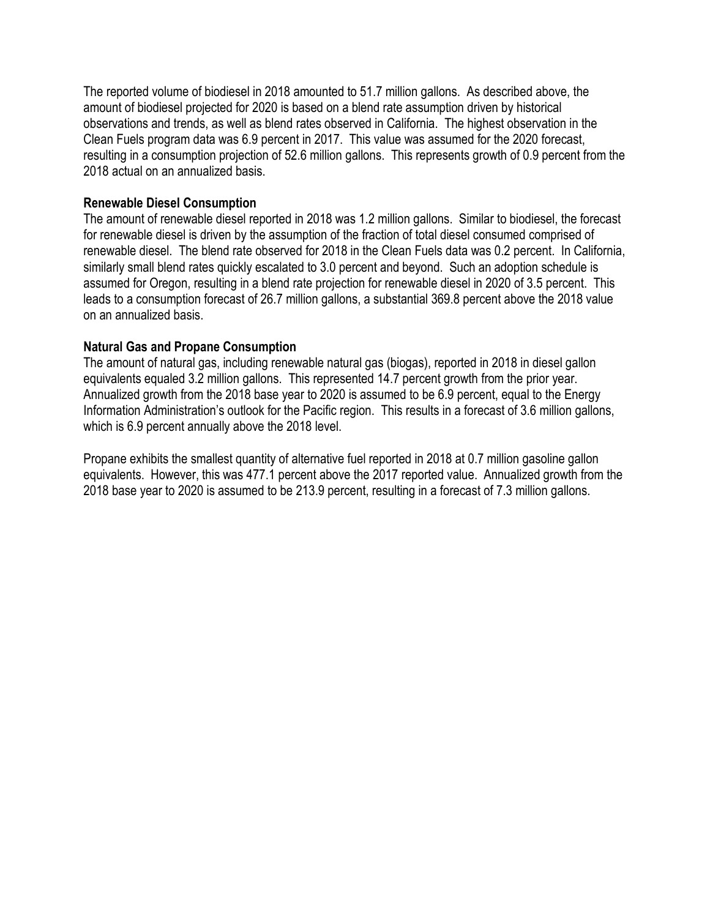The reported volume of biodiesel in 2018 amounted to 51.7 million gallons. As described above, the amount of biodiesel projected for 2020 is based on a blend rate assumption driven by historical observations and trends, as well as blend rates observed in California. The highest observation in the Clean Fuels program data was 6.9 percent in 2017. This value was assumed for the 2020 forecast, resulting in a consumption projection of 52.6 million gallons. This represents growth of 0.9 percent from the 2018 actual on an annualized basis.

### Renewable Diesel Consumption

The amount of renewable diesel reported in 2018 was 1.2 million gallons. Similar to biodiesel, the forecast for renewable diesel is driven by the assumption of the fraction of total diesel consumed comprised of renewable diesel. The blend rate observed for 2018 in the Clean Fuels data was 0.2 percent. In California, similarly small blend rates quickly escalated to 3.0 percent and beyond. Such an adoption schedule is assumed for Oregon, resulting in a blend rate projection for renewable diesel in 2020 of 3.5 percent. This leads to a consumption forecast of 26.7 million gallons, a substantial 369.8 percent above the 2018 value on an annualized basis.

### Natural Gas and Propane Consumption

The amount of natural gas, including renewable natural gas (biogas), reported in 2018 in diesel gallon equivalents equaled 3.2 million gallons. This represented 14.7 percent growth from the prior year. Annualized growth from the 2018 base year to 2020 is assumed to be 6.9 percent, equal to the Energy Information Administration's outlook for the Pacific region. This results in a forecast of 3.6 million gallons, which is 6.9 percent annually above the 2018 level.

Propane exhibits the smallest quantity of alternative fuel reported in 2018 at 0.7 million gasoline gallon equivalents. However, this was 477.1 percent above the 2017 reported value. Annualized growth from the 2018 base year to 2020 is assumed to be 213.9 percent, resulting in a forecast of 7.3 million gallons.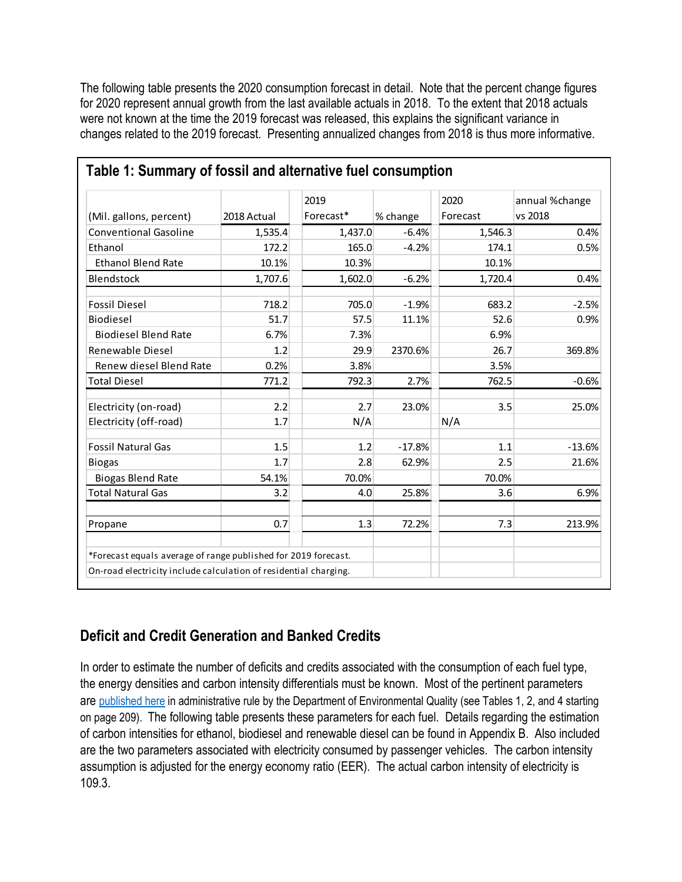The following table presents the 2020 consumption forecast in detail. Note that the percent change figures for 2020 represent annual growth from the last available actuals in 2018. To the extent that 2018 actuals were not known at the time the 2019 forecast was released, this explains the significant variance in changes related to the 2019 forecast. Presenting annualized changes from 2018 is thus more informative.

### Table 1: Summary of fossil and alternative fuel consumption

| (Mil. gallons, percent) | 2018 Actual | 2019 Forecast* | % change | 2020 Forecast | annual %change vs 2018 |
|---|---|---|---|---|---|
| Conventional Gasoline | 1,535.4 | 1,437.0 | -6.4% | 1,546.3 | 0.4% |
| Ethanol | 172.2 | 165.0 | -4.2% | 174.1 | 0.5% |
| Ethanol Blend Rate | 10.1% | 10.3% | | 10.1% | |
| Blendstock | 1,707.6 | 1,602.0 | -6.2% | 1,720.4 | 0.4% |
| | | | | | |
| Fossil Diesel | 718.2 | 705.0 | -1.9% | 683.2 | -2.5% |
| Biodiesel | 51.7 | 57.5 | 11.1% | 52.6 | 0.9% |
| Biodiesel Blend Rate | 6.7% | 7.3% | | 6.9% | |
| Renewable Diesel | 1.2 | 29.9 | 2370.6% | 26.7 | 369.8% |
| Renew diesel Blend Rate | 0.2% | 3.8% | | 3.5% | |
| Total Diesel | 771.2 | 792.3 | 2.7% | 762.5 | -0.6% |
| | | | | | |
| Electricity (on-road) | 2.2 | 2.7 | 23.0% | 3.5 | 25.0% |
| Electricity (off-road) | 1.7 | N/A | | N/A | |
| | | | | | |
| Fossil Natural Gas | 1.5 | 1.2 | -17.8% | 1.1 | -13.6% |
| Biogas | 1.7 | 2.8 | 62.9% | 2.5 | 21.6% |
| Biogas Blend Rate | 54.1% | 70.0% | | 70.0% | |
| Total Natural Gas | 3.2 | 4.0 | 25.8% | 3.6 | 6.9% |
| | | | | | |
| Propane | 0.7 | 1.3 | 72.2% | 7.3 | 213.9% |

*Forecast equals average of range published for 2019 forecast.

On-road electricity include calculation of residential charging.

## Deficit and Credit Generation and Banked Credits

In order to estimate the number of deficits and credits associated with the consumption of each fuel type, the energy densities and carbon intensity differentials must be known. Most of the pertinent parameters are published here in administrative rule by the Department of Environmental Quality (see Tables 1, 2, and 4 starting on page 209). The following table presents these parameters for each fuel. Details regarding the estimation of carbon intensities for ethanol, biodiesel and renewable diesel can be found in Appendix B. Also included are the two parameters associated with electricity consumed by passenger vehicles. The carbon intensity assumption is adjusted for the energy economy ratio (EER). The actual carbon intensity of electricity is 109.3.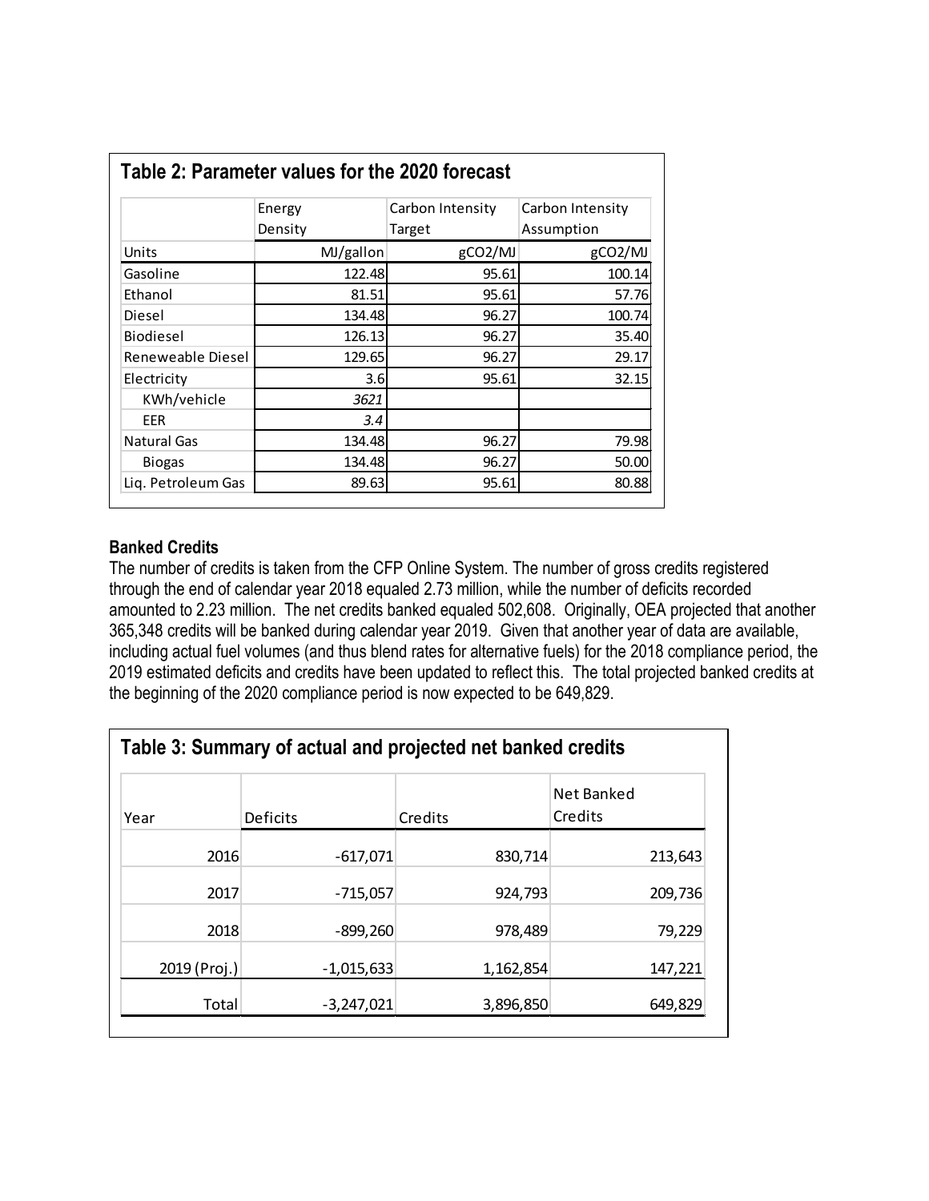### Table 2: Parameter values for the 2020 forecast

| | Energy Density | Carbon Intensity Target | Carbon Intensity Assumption |
|---|---|---|---|
| Units | MJ/gallon | gCO2/MJ | gCO2/MJ |
| Gasoline | 122.48 | 95.61 | 100.14 |
| Ethanol | 81.51 | 95.61 | 57.76 |
| Diesel | 134.48 | 96.27 | 100.74 |
| Biodiesel | 126.13 | 96.27 | 35.40 |
| Reneweable Diesel | 129.65 | 96.27 | 29.17 |
| Electricity | 3.6 | 95.61 | 32.15 |
| KWh/vehicle | *3621* | | |
| EER | *3.4* | | |
| Natural Gas | 134.48 | 96.27 | 79.98 |
| Biogas | 134.48 | 96.27 | 50.00 |
| Liq. Petroleum Gas | 89.63 | 95.61 | 80.88 |

**Banked Credits**

The number of credits is taken from the CFP Online System. The number of gross credits registered through the end of calendar year 2018 equaled 2.73 million, while the number of deficits recorded amounted to 2.23 million. The net credits banked equaled 502,608. Originally, OEA projected that another 365,348 credits will be banked during calendar year 2019. Given that another year of data are available, including actual fuel volumes (and thus blend rates for alternative fuels) for the 2018 compliance period, the 2019 estimated deficits and credits have been updated to reflect this. The total projected banked credits at the beginning of the 2020 compliance period is now expected to be 649,829.

### Table 3: Summary of actual and projected net banked credits

| Year | Deficits | Credits | Net Banked Credits |
|---|---|---|---|
| 2016 | -617,071 | 830,714 | 213,643 |
| 2017 | -715,057 | 924,793 | 209,736 |
| 2018 | -899,260 | 978,489 | 79,229 |
| 2019 (Proj.) | -1,015,633 | 1,162,854 | 147,221 |
| Total | -3,247,021 | 3,896,850 | 649,829 |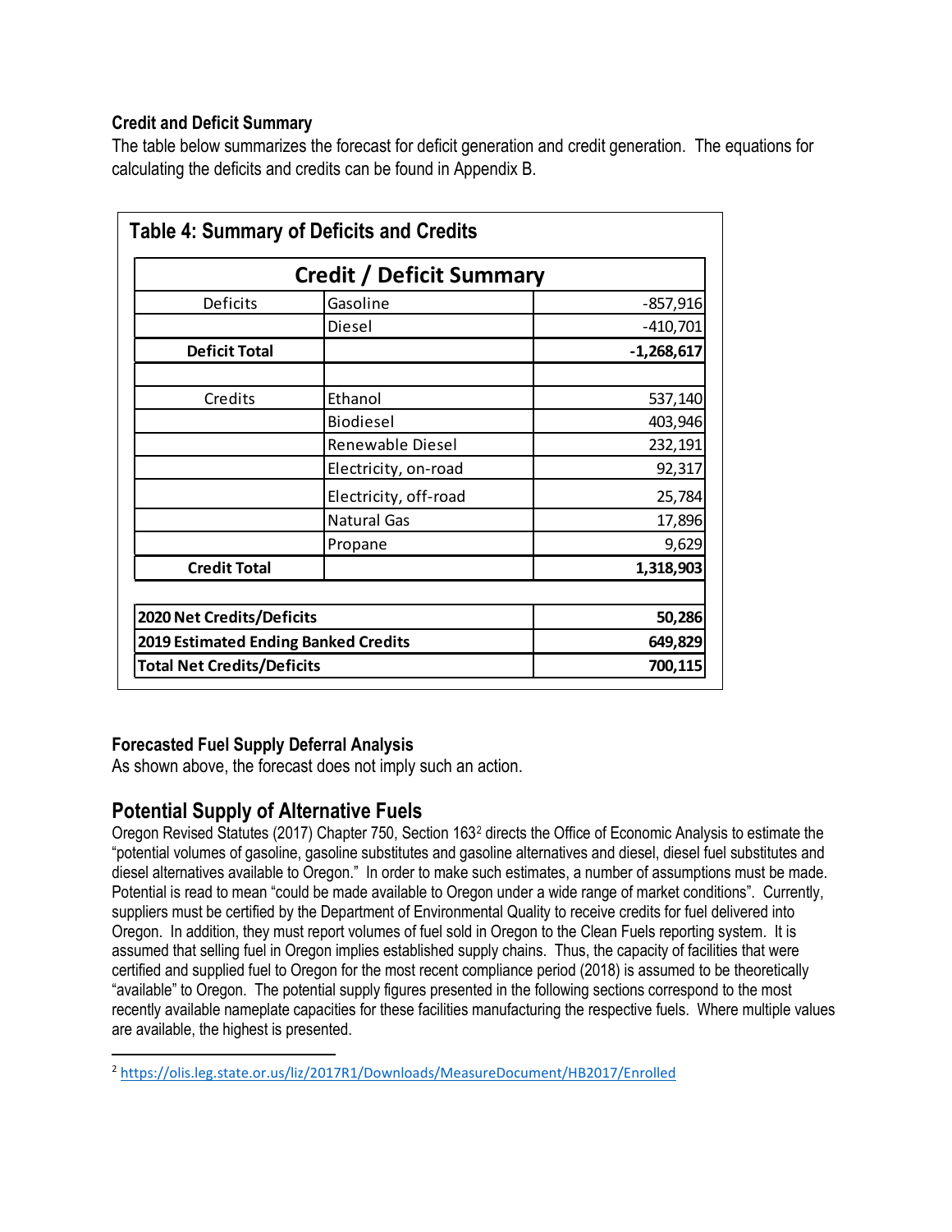### Credit and Deficit Summary

The table below summarizes the forecast for deficit generation and credit generation. The equations for calculating the deficits and credits can be found in Appendix B.

**Table 4: Summary of Deficits and Credits**

| Credit / Deficit Summary | | |
|---|---|---|
| Deficits | Gasoline | -857,916 |
| | Diesel | -410,701 |
| **Deficit Total** | | **-1,268,617** |
| | | |
| Credits | Ethanol | 537,140 |
| | Biodiesel | 403,946 |
| | Renewable Diesel | 232,191 |
| | Electricity, on-road | 92,317 |
| | Electricity, off-road | 25,784 |
| | Natural Gas | 17,896 |
| | Propane | 9,629 |
| **Credit Total** | | **1,318,903** |
| | | |
| **2020 Net Credits/Deficits** | | **50,286** |
| **2019 Estimated Ending Banked Credits** | | **649,829** |
| **Total Net Credits/Deficits** | | **700,115** |

### Forecasted Fuel Supply Deferral Analysis

As shown above, the forecast does not imply such an action.

## Potential Supply of Alternative Fuels

Oregon Revised Statutes (2017) Chapter 750, Section 163[2] directs the Office of Economic Analysis to estimate the "potential volumes of gasoline, gasoline substitutes and gasoline alternatives and diesel, diesel fuel substitutes and diesel alternatives available to Oregon." In order to make such estimates, a number of assumptions must be made. Potential is read to mean "could be made available to Oregon under a wide range of market conditions". Currently, suppliers must be certified by the Department of Environmental Quality to receive credits for fuel delivered into Oregon. In addition, they must report volumes of fuel sold in Oregon to the Clean Fuels reporting system. It is assumed that selling fuel in Oregon implies established supply chains. Thus, the capacity of facilities that were certified and supplied fuel to Oregon for the most recent compliance period (2018) is assumed to be theoretically "available" to Oregon. The potential supply figures presented in the following sections correspond to the most recently available nameplate capacities for these facilities manufacturing the respective fuels. Where multiple values are available, the highest is presented.

[2] https://olis.leg.state.or.us/liz/2017R1/Downloads/MeasureDocument/HB2017/Enrolled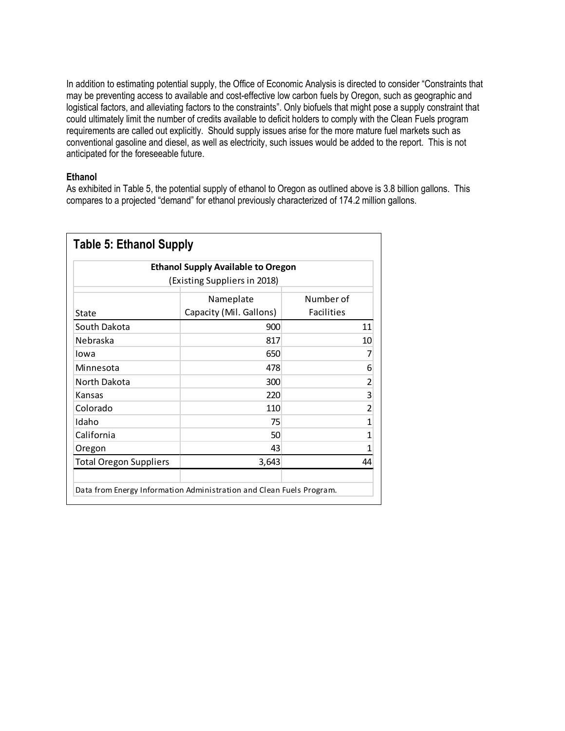In addition to estimating potential supply, the Office of Economic Analysis is directed to consider "Constraints that may be preventing access to available and cost-effective low carbon fuels by Oregon, such as geographic and logistical factors, and alleviating factors to the constraints". Only biofuels that might pose a supply constraint that could ultimately limit the number of credits available to deficit holders to comply with the Clean Fuels program requirements are called out explicitly. Should supply issues arise for the more mature fuel markets such as conventional gasoline and diesel, as well as electricity, such issues would be added to the report. This is not anticipated for the foreseeable future.

**Ethanol**

As exhibited in Table 5, the potential supply of ethanol to Oregon as outlined above is 3.8 billion gallons. This compares to a projected "demand" for ethanol previously characterized of 174.2 million gallons.

## Table 5: Ethanol Supply

**Ethanol Supply Available to Oregon**
(Existing Suppliers in 2018)

| State | Nameplate Capacity (Mil. Gallons) | Number of Facilities |
|---|---|---|
| South Dakota | 900 | 11 |
| Nebraska | 817 | 10 |
| Iowa | 650 | 7 |
| Minnesota | 478 | 6 |
| North Dakota | 300 | 2 |
| Kansas | 220 | 3 |
| Colorado | 110 | 2 |
| Idaho | 75 | 1 |
| California | 50 | 1 |
| Oregon | 43 | 1 |
| Total Oregon Suppliers | 3,643 | 44 |

Data from Energy Information Administration and Clean Fuels Program.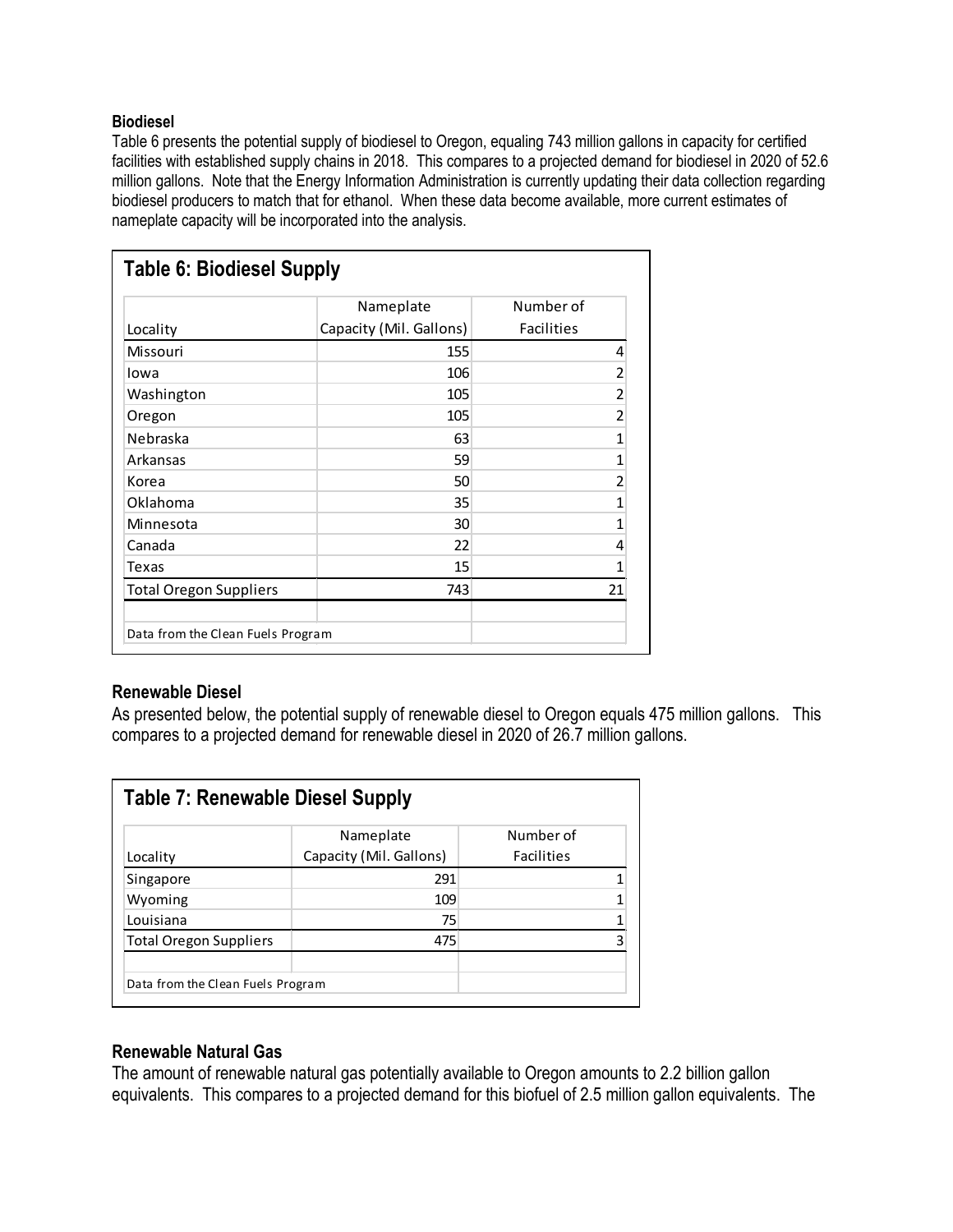**Biodiesel**

Table 6 presents the potential supply of biodiesel to Oregon, equaling 743 million gallons in capacity for certified facilities with established supply chains in 2018. This compares to a projected demand for biodiesel in 2020 of 52.6 million gallons. Note that the Energy Information Administration is currently updating their data collection regarding biodiesel producers to match that for ethanol. When these data become available, more current estimates of nameplate capacity will be incorporated into the analysis.

**Table 6: Biodiesel Supply**

| Locality | Nameplate Capacity (Mil. Gallons) | Number of Facilities |
|---|---|---|
| Missouri | 155 | 4 |
| Iowa | 106 | 2 |
| Washington | 105 | 2 |
| Oregon | 105 | 2 |
| Nebraska | 63 | 1 |
| Arkansas | 59 | 1 |
| Korea | 50 | 2 |
| Oklahoma | 35 | 1 |
| Minnesota | 30 | 1 |
| Canada | 22 | 4 |
| Texas | 15 | 1 |
| Total Oregon Suppliers | 743 | 21 |

Data from the Clean Fuels Program

**Renewable Diesel**

As presented below, the potential supply of renewable diesel to Oregon equals 475 million gallons. This compares to a projected demand for renewable diesel in 2020 of 26.7 million gallons.

**Table 7: Renewable Diesel Supply**

| Locality | Nameplate Capacity (Mil. Gallons) | Number of Facilities |
|---|---|---|
| Singapore | 291 | 1 |
| Wyoming | 109 | 1 |
| Louisiana | 75 | 1 |
| Total Oregon Suppliers | 475 | 3 |

Data from the Clean Fuels Program

**Renewable Natural Gas**

The amount of renewable natural gas potentially available to Oregon amounts to 2.2 billion gallon equivalents. This compares to a projected demand for this biofuel of 2.5 million gallon equivalents. The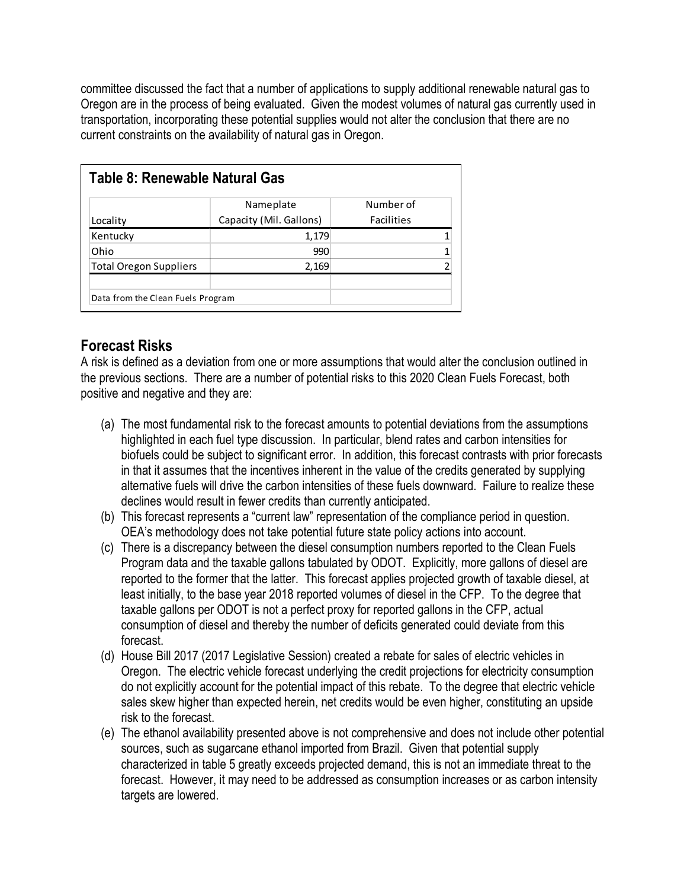committee discussed the fact that a number of applications to supply additional renewable natural gas to Oregon are in the process of being evaluated. Given the modest volumes of natural gas currently used in transportation, incorporating these potential supplies would not alter the conclusion that there are no current constraints on the availability of natural gas in Oregon.

**Table 8: Renewable Natural Gas**

| Locality | Nameplate Capacity (Mil. Gallons) | Number of Facilities |
|---|---|---|
| Kentucky | 1,179 | 1 |
| Ohio | 990 | 1 |
| Total Oregon Suppliers | 2,169 | 2 |
| | | |
| Data from the Clean Fuels Program | | |

## Forecast Risks

A risk is defined as a deviation from one or more assumptions that would alter the conclusion outlined in the previous sections. There are a number of potential risks to this 2020 Clean Fuels Forecast, both positive and negative and they are:

(a) The most fundamental risk to the forecast amounts to potential deviations from the assumptions highlighted in each fuel type discussion. In particular, blend rates and carbon intensities for biofuels could be subject to significant error. In addition, this forecast contrasts with prior forecasts in that it assumes that the incentives inherent in the value of the credits generated by supplying alternative fuels will drive the carbon intensities of these fuels downward. Failure to realize these declines would result in fewer credits than currently anticipated.

(b) This forecast represents a "current law" representation of the compliance period in question. OEA's methodology does not take potential future state policy actions into account.

(c) There is a discrepancy between the diesel consumption numbers reported to the Clean Fuels Program data and the taxable gallons tabulated by ODOT. Explicitly, more gallons of diesel are reported to the former that the latter. This forecast applies projected growth of taxable diesel, at least initially, to the base year 2018 reported volumes of diesel in the CFP. To the degree that taxable gallons per ODOT is not a perfect proxy for reported gallons in the CFP, actual consumption of diesel and thereby the number of deficits generated could deviate from this forecast.

(d) House Bill 2017 (2017 Legislative Session) created a rebate for sales of electric vehicles in Oregon. The electric vehicle forecast underlying the credit projections for electricity consumption do not explicitly account for the potential impact of this rebate. To the degree that electric vehicle sales skew higher than expected herein, net credits would be even higher, constituting an upside risk to the forecast.

(e) The ethanol availability presented above is not comprehensive and does not include other potential sources, such as sugarcane ethanol imported from Brazil. Given that potential supply characterized in table 5 greatly exceeds projected demand, this is not an immediate threat to the forecast. However, it may need to be addressed as consumption increases or as carbon intensity targets are lowered.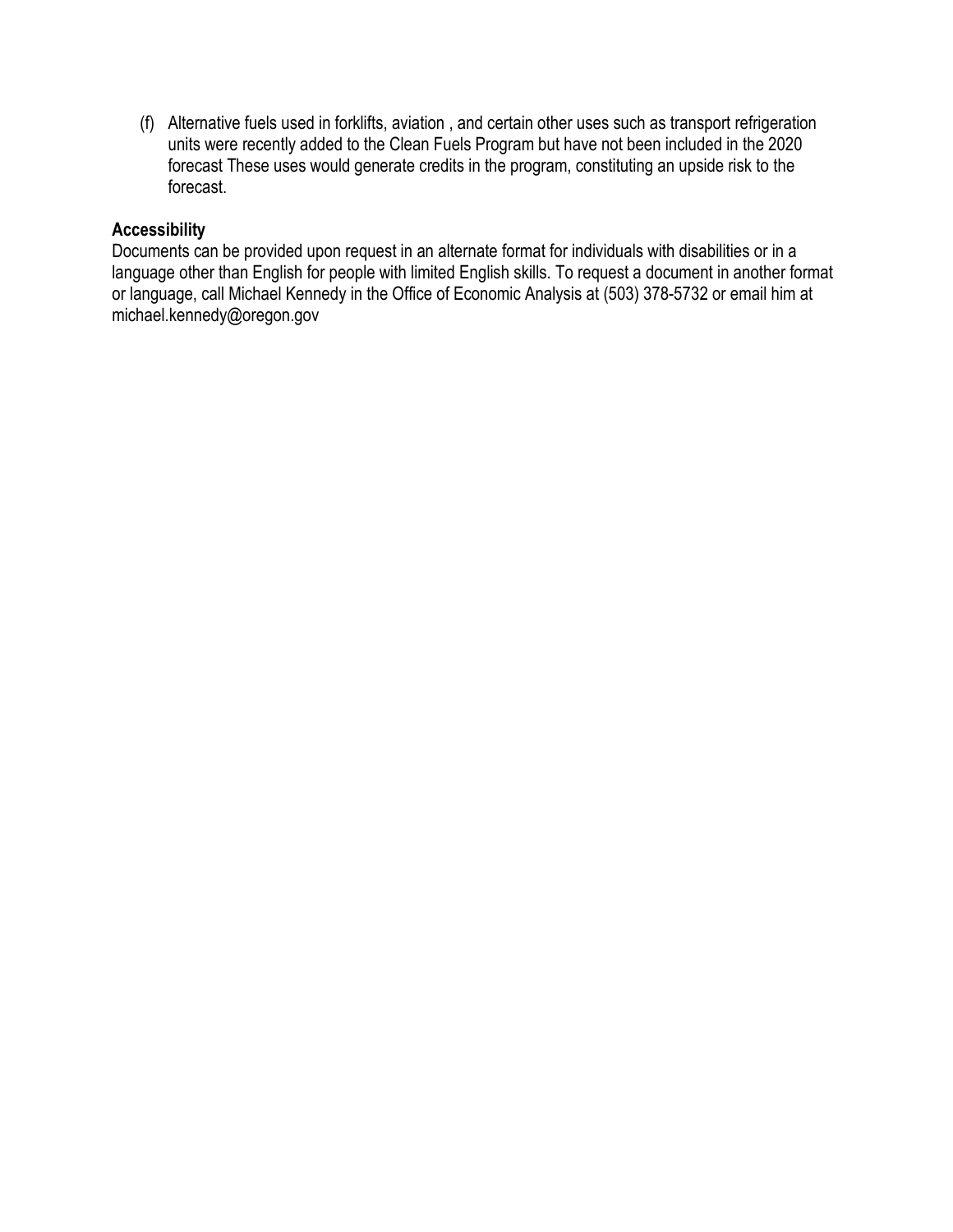(f) Alternative fuels used in forklifts, aviation , and certain other uses such as transport refrigeration units were recently added to the Clean Fuels Program but have not been included in the 2020 forecast These uses would generate credits in the program, constituting an upside risk to the forecast.

**Accessibility**

Documents can be provided upon request in an alternate format for individuals with disabilities or in a language other than English for people with limited English skills. To request a document in another format or language, call Michael Kennedy in the Office of Economic Analysis at (503) 378-5732 or email him at michael.kennedy@oregon.gov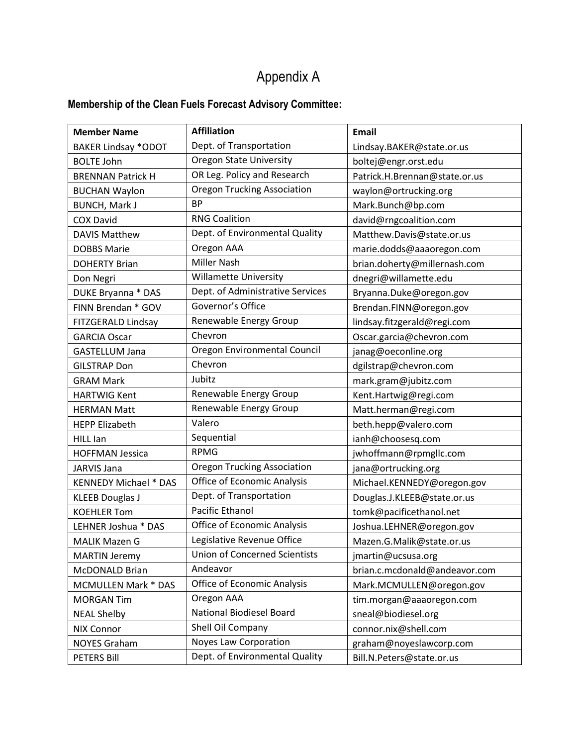# Appendix A

**Membership of the Clean Fuels Forecast Advisory Committee:**

| Member Name | Affiliation | Email |
|---|---|---|
| BAKER Lindsay *ODOT | Dept. of Transportation | Lindsay.BAKER@state.or.us |
| BOLTE John | Oregon State University | boltej@engr.orst.edu |
| BRENNAN Patrick H | OR Leg. Policy and Research | Patrick.H.Brennan@state.or.us |
| BUCHAN Waylon | Oregon Trucking Association | waylon@ortrucking.org |
| BUNCH, Mark J | BP | Mark.Bunch@bp.com |
| COX David | RNG Coalition | david@rngcoalition.com |
| DAVIS Matthew | Dept. of Environmental Quality | Matthew.Davis@state.or.us |
| DOBBS Marie | Oregon AAA | marie.dodds@aaaoregon.com |
| DOHERTY Brian | Miller Nash | brian.doherty@millernash.com |
| Don Negri | Willamette University | dnegri@willamette.edu |
| DUKE Bryanna * DAS | Dept. of Administrative Services | Bryanna.Duke@oregon.gov |
| FINN Brendan * GOV | Governor's Office | Brendan.FINN@oregon.gov |
| FITZGERALD Lindsay | Renewable Energy Group | lindsay.fitzgerald@regi.com |
| GARCIA Oscar | Chevron | Oscar.garcia@chevron.com |
| GASTELLUM Jana | Oregon Environmental Council | janag@oeconline.org |
| GILSTRAP Don | Chevron | dgilstrap@chevron.com |
| GRAM Mark | Jubitz | mark.gram@jubitz.com |
| HARTWIG Kent | Renewable Energy Group | Kent.Hartwig@regi.com |
| HERMAN Matt | Renewable Energy Group | Matt.herman@regi.com |
| HEPP Elizabeth | Valero | beth.hepp@valero.com |
| HILL Ian | Sequential | ianh@choosesq.com |
| HOFFMAN Jessica | RPMG | jwhoffmann@rpmgllc.com |
| JARVIS Jana | Oregon Trucking Association | jana@ortrucking.org |
| KENNEDY Michael * DAS | Office of Economic Analysis | Michael.KENNEDY@oregon.gov |
| KLEEB Douglas J | Dept. of Transportation | Douglas.J.KLEEB@state.or.us |
| KOEHLER Tom | Pacific Ethanol | tomk@pacificethanol.net |
| LEHNER Joshua * DAS | Office of Economic Analysis | Joshua.LEHNER@oregon.gov |
| MALIK Mazen G | Legislative Revenue Office | Mazen.G.Malik@state.or.us |
| MARTIN Jeremy | Union of Concerned Scientists | jmartin@ucsusa.org |
| McDONALD Brian | Andeavor | brian.c.mcdonald@andeavor.com |
| MCMULLEN Mark * DAS | Office of Economic Analysis | Mark.MCMULLEN@oregon.gov |
| MORGAN Tim | Oregon AAA | tim.morgan@aaaoregon.com |
| NEAL Shelby | National Biodiesel Board | sneal@biodiesel.org |
| NIX Connor | Shell Oil Company | connor.nix@shell.com |
| NOYES Graham | Noyes Law Corporation | graham@noyeslawcorp.com |
| PETERS Bill | Dept. of Environmental Quality | Bill.N.Peters@state.or.us |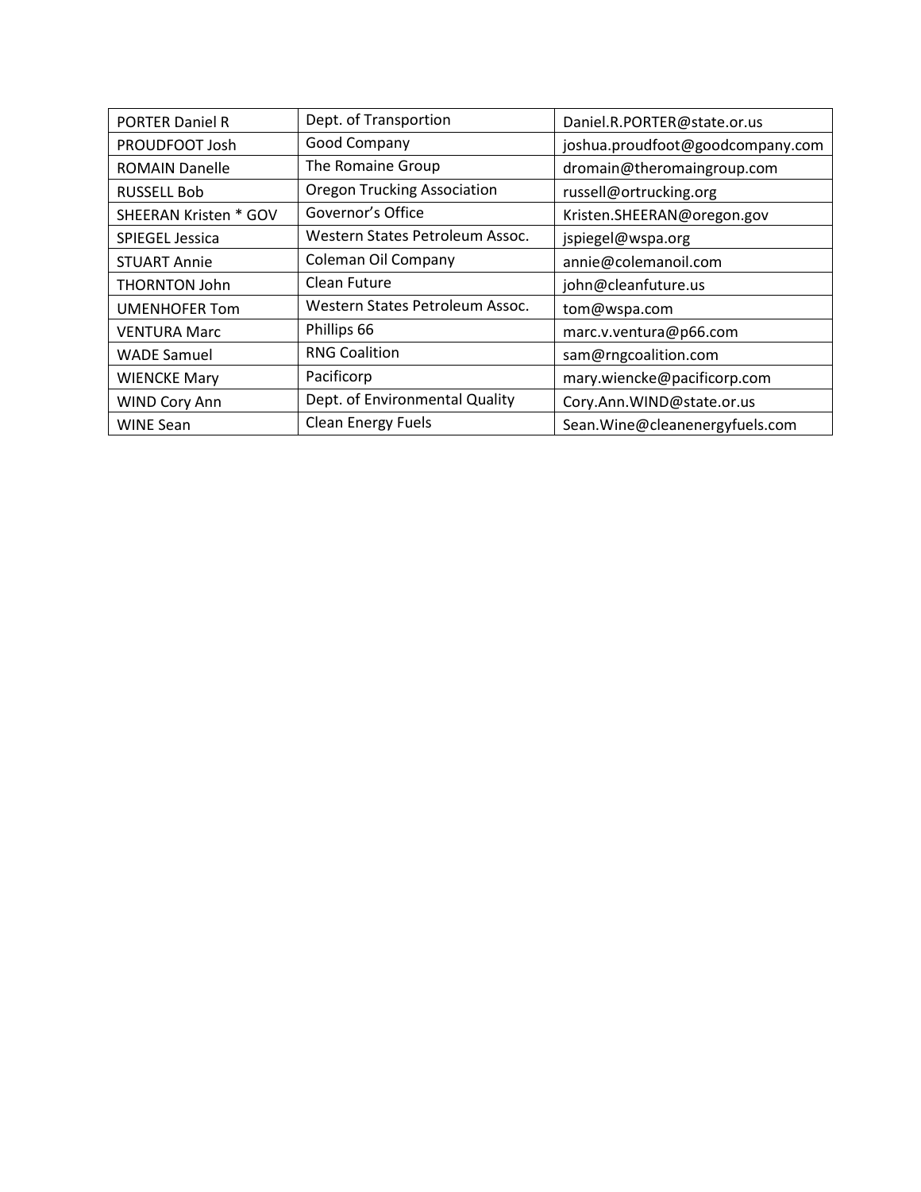| PORTER Daniel R | Dept. of Transportion | Daniel.R.PORTER@state.or.us |
|---|---|---|
| PROUDFOOT Josh | Good Company | joshua.proudfoot@goodcompany.com |
| ROMAIN Danelle | The Romaine Group | dromain@theromaingroup.com |
| RUSSELL Bob | Oregon Trucking Association | russell@ortrucking.org |
| SHEERAN Kristen * GOV | Governor's Office | Kristen.SHEERAN@oregon.gov |
| SPIEGEL Jessica | Western States Petroleum Assoc. | jspiegel@wspa.org |
| STUART Annie | Coleman Oil Company | annie@colemanoil.com |
| THORNTON John | Clean Future | john@cleanfuture.us |
| UMENHOFER Tom | Western States Petroleum Assoc. | tom@wspa.com |
| VENTURA Marc | Phillips 66 | marc.v.ventura@p66.com |
| WADE Samuel | RNG Coalition | sam@rngcoalition.com |
| WIENCKE Mary | Pacificorp | mary.wiencke@pacificorp.com |
| WIND Cory Ann | Dept. of Environmental Quality | Cory.Ann.WIND@state.or.us |
| WINE Sean | Clean Energy Fuels | Sean.Wine@cleanenergyfuels.com |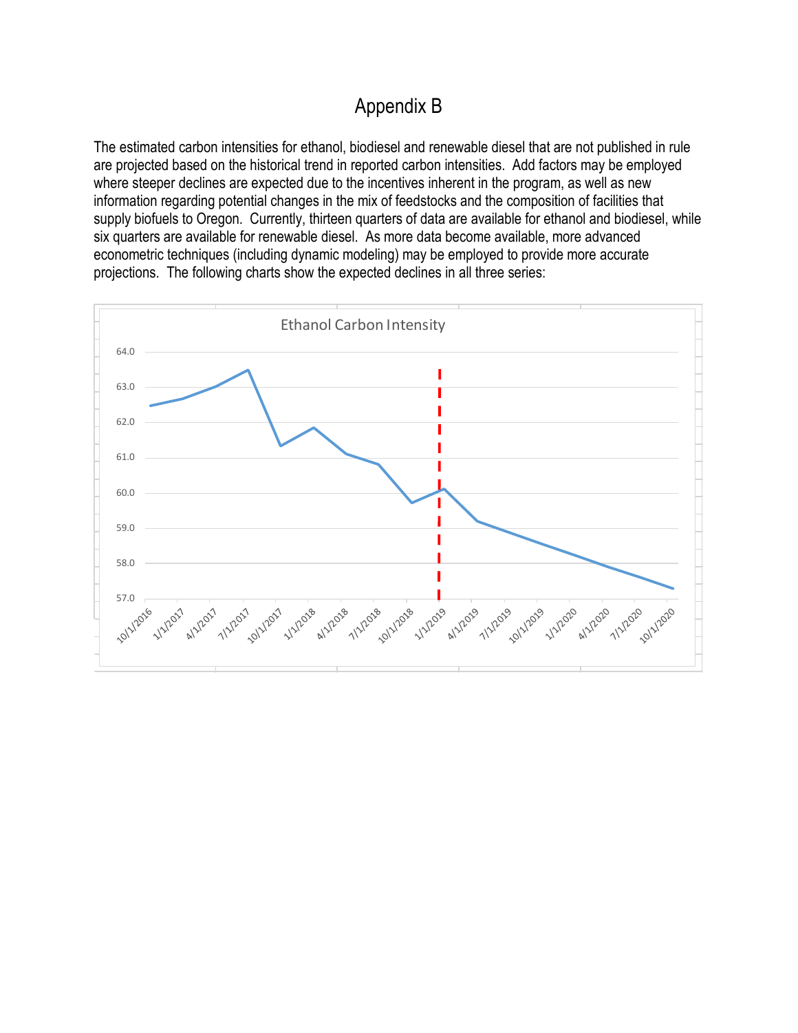# Appendix B

The estimated carbon intensities for ethanol, biodiesel and renewable diesel that are not published in rule are projected based on the historical trend in reported carbon intensities. Add factors may be employed where steeper declines are expected due to the incentives inherent in the program, as well as new information regarding potential changes in the mix of feedstocks and the composition of facilities that supply biofuels to Oregon. Currently, thirteen quarters of data are available for ethanol and biodiesel, while six quarters are available for renewable diesel. As more data become available, more advanced econometric techniques (including dynamic modeling) may be employed to provide more accurate projections. The following charts show the expected declines in all three series:

Ethanol Carbon Intensity

64.0
63.0
62.0
61.0
60.0
59.0
58.0
57.0

10/1/2016 1/1/2017 4/1/2017 7/1/2017 10/1/2017 1/1/2018 4/1/2018 7/1/2018 10/1/2018 1/1/2019 4/1/2019 7/1/2019 10/1/2019 1/1/2020 4/1/2020 7/1/2020 10/1/2020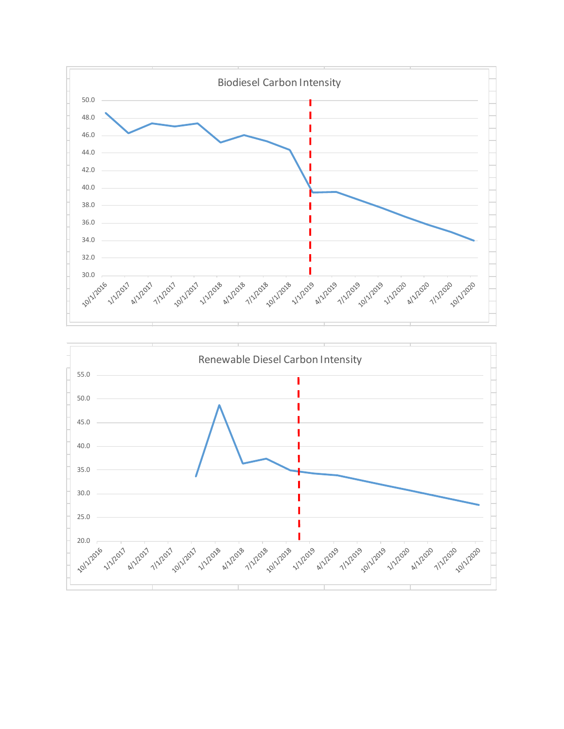Biodiesel Carbon Intensity

Renewable Diesel Carbon Intensity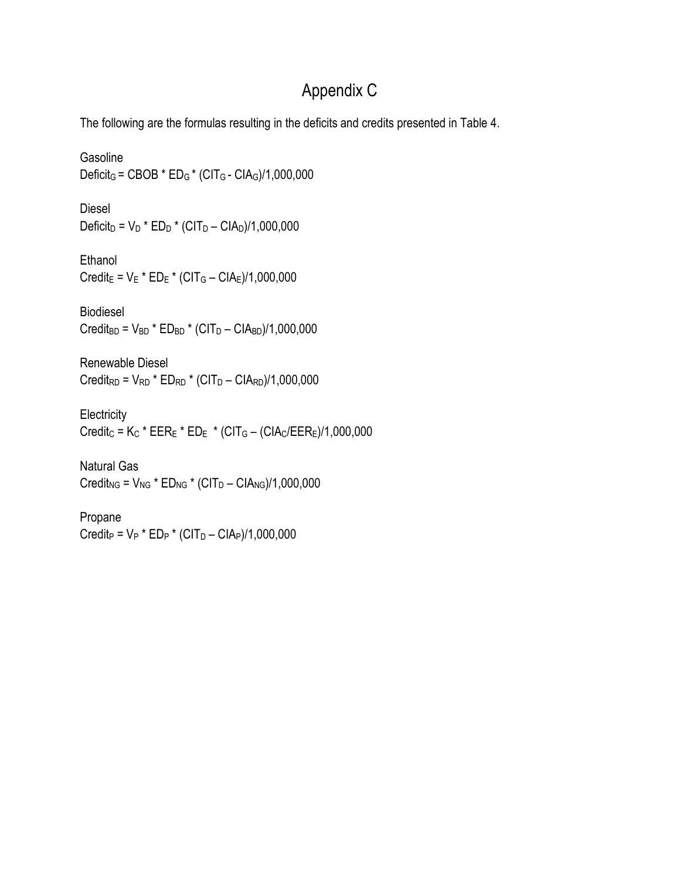# Appendix C

The following are the formulas resulting in the deficits and credits presented in Table 4.

Gasoline

$Deficit_G = CBOB * ED_G * (CIT_G - CIA_G)/1{,}000{,}000$

Diesel

$Deficit_D = V_D * ED_D * (CIT_D – CIA_D)/1{,}000{,}000$

Ethanol

$Credit_E = V_E * ED_E * (CIT_G – CIA_E)/1{,}000{,}000$

Biodiesel

$Credit_{BD} = V_{BD} * ED_{BD} * (CIT_D – CIA_{BD})/1{,}000{,}000$

Renewable Diesel

$Credit_{RD} = V_{RD} * ED_{RD} * (CIT_D – CIA_{RD})/1{,}000{,}000$

Electricity

$Credit_C = K_C * EER_E * ED_E * (CIT_G – (CIA_C/EER_E)/1{,}000{,}000$

Natural Gas

$Credit_{NG} = V_{NG} * ED_{NG} * (CIT_D – CIA_{NG})/1{,}000{,}000$

Propane

$Credit_P = V_P * ED_P * (CIT_D – CIA_P)/1{,}000{,}000$